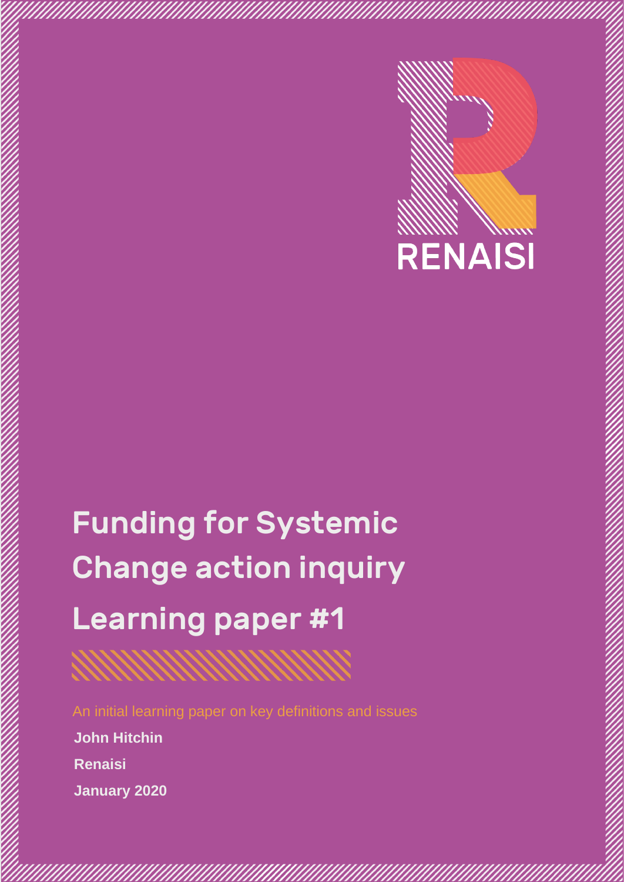RENAISI

# Funding for Systemic Change action inquiry Learning paper #1

An initial learning paper on key definitions and issues

**John Hitchin**

**Renaisi**

**January 2020**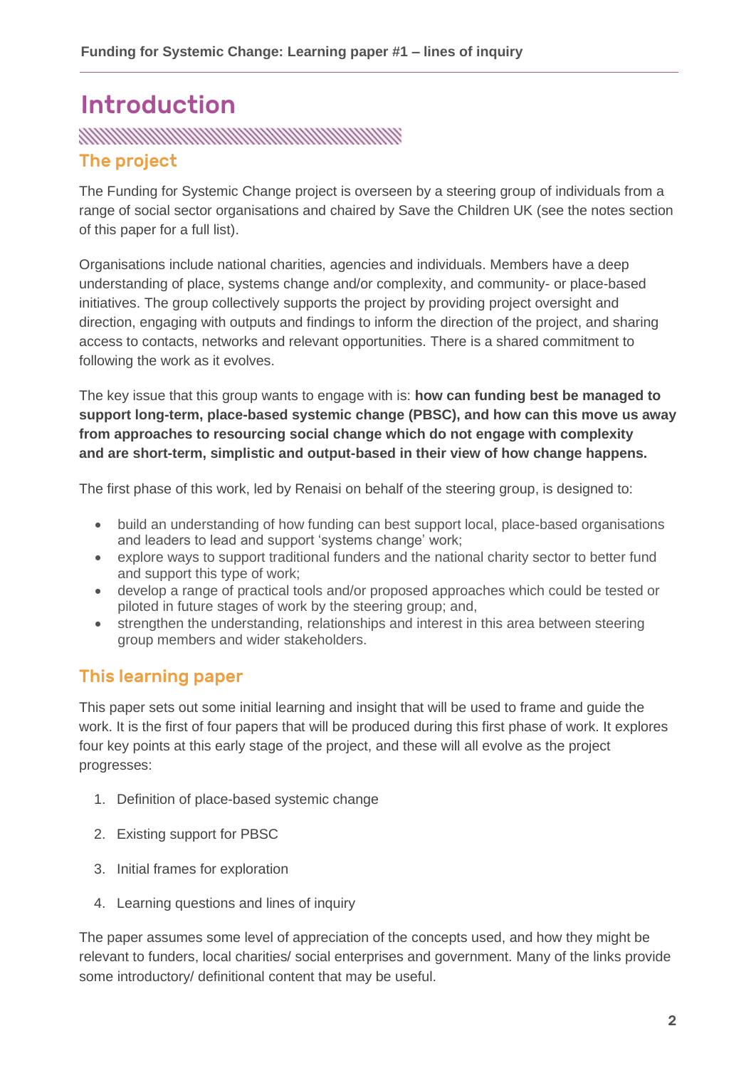# Introduction

## The project

The Funding for Systemic Change project is overseen by a steering group of individuals from a range of social sector organisations and chaired by Save the Children UK (see the notes section of this paper for a full list).

Organisations include national charities, agencies and individuals. Members have a deep understanding of place, systems change and/or complexity, and community- or place-based initiatives. The group collectively supports the project by providing project oversight and direction, engaging with outputs and findings to inform the direction of the project, and sharing access to contacts, networks and relevant opportunities. There is a shared commitment to following the work as it evolves.

The key issue that this group wants to engage with is: **how can funding best be managed to support long-term, place-based systemic change (PBSC), and how can this move us away from approaches to resourcing social change which do not engage with complexity and are short-term, simplistic and output-based in their view of how change happens.**

The first phase of this work, led by Renaisi on behalf of the steering group, is designed to:

- build an understanding of how funding can best support local, place-based organisations and leaders to lead and support 'systems change' work;
- explore ways to support traditional funders and the national charity sector to better fund and support this type of work;
- develop a range of practical tools and/or proposed approaches which could be tested or piloted in future stages of work by the steering group; and,
- strengthen the understanding, relationships and interest in this area between steering group members and wider stakeholders.

## This learning paper

This paper sets out some initial learning and insight that will be used to frame and guide the work. It is the first of four papers that will be produced during this first phase of work. It explores four key points at this early stage of the project, and these will all evolve as the project progresses:

1. Definition of place-based systemic change
2. Existing support for PBSC
3. Initial frames for exploration
4. Learning questions and lines of inquiry

The paper assumes some level of appreciation of the concepts used, and how they might be relevant to funders, local charities/ social enterprises and government. Many of the links provide some introductory/ definitional content that may be useful.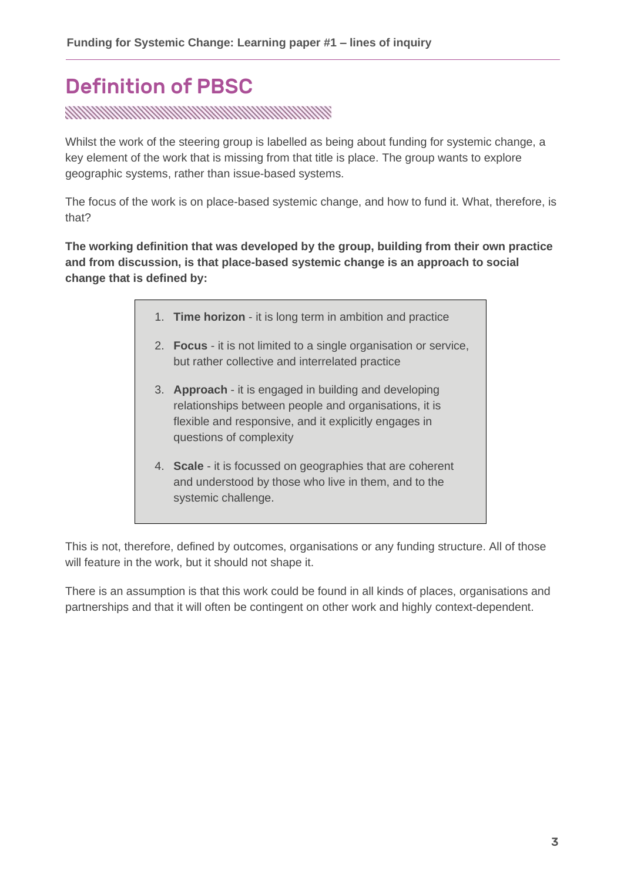# Definition of PBSC

Whilst the work of the steering group is labelled as being about funding for systemic change, a key element of the work that is missing from that title is place. The group wants to explore geographic systems, rather than issue-based systems.

The focus of the work is on place-based systemic change, and how to fund it. What, therefore, is that?

**The working definition that was developed by the group, building from their own practice and from discussion, is that place-based systemic change is an approach to social change that is defined by:**

1. **Time horizon** - it is long term in ambition and practice
2. **Focus** - it is not limited to a single organisation or service, but rather collective and interrelated practice
3. **Approach** - it is engaged in building and developing relationships between people and organisations, it is flexible and responsive, and it explicitly engages in questions of complexity
4. **Scale** - it is focussed on geographies that are coherent and understood by those who live in them, and to the systemic challenge.

This is not, therefore, defined by outcomes, organisations or any funding structure. All of those will feature in the work, but it should not shape it.

There is an assumption is that this work could be found in all kinds of places, organisations and partnerships and that it will often be contingent on other work and highly context-dependent.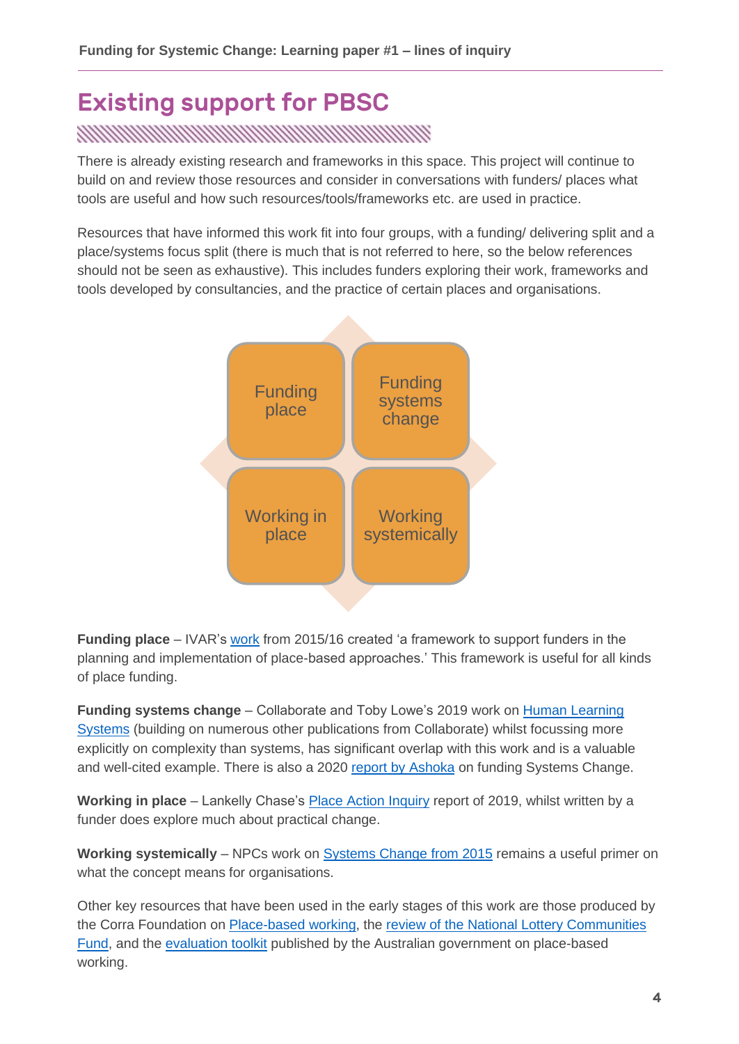## Existing support for PBSC

There is already existing research and frameworks in this space. This project will continue to build on and review those resources and consider in conversations with funders/ places what tools are useful and how such resources/tools/frameworks etc. are used in practice.

Resources that have informed this work fit into four groups, with a funding/ delivering split and a place/systems focus split (there is much that is not referred to here, so the below references should not be seen as exhaustive). This includes funders exploring their work, frameworks and tools developed by consultancies, and the practice of certain places and organisations.

| Funding place | Funding systems change |
| --- | --- |
| Working in place | Working systemically |

**Funding place** – IVAR's work from 2015/16 created 'a framework to support funders in the planning and implementation of place-based approaches.' This framework is useful for all kinds of place funding.

**Funding systems change** – Collaborate and Toby Lowe's 2019 work on Human Learning Systems (building on numerous other publications from Collaborate) whilst focussing more explicitly on complexity than systems, has significant overlap with this work and is a valuable and well-cited example. There is also a 2020 report by Ashoka on funding Systems Change.

**Working in place** – Lankelly Chase's Place Action Inquiry report of 2019, whilst written by a funder does explore much about practical change.

**Working systemically** – NPCs work on Systems Change from 2015 remains a useful primer on what the concept means for organisations.

Other key resources that have been used in the early stages of this work are those produced by the Corra Foundation on Place-based working, the review of the National Lottery Communities Fund, and the evaluation toolkit published by the Australian government on place-based working.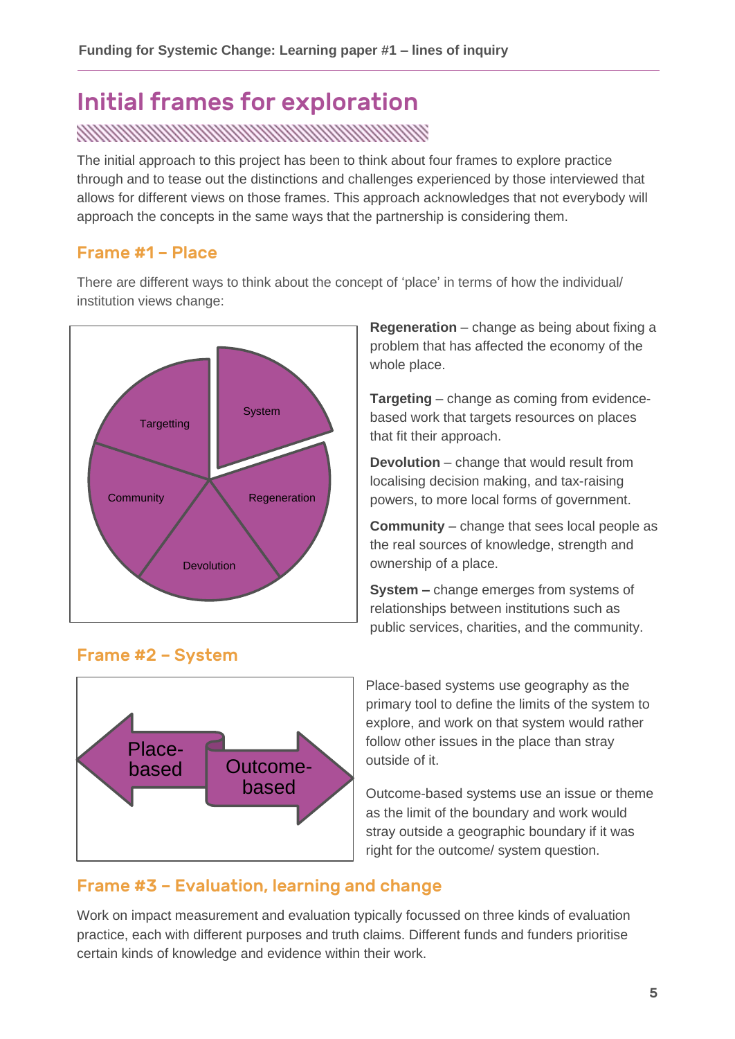# Initial frames for exploration

The initial approach to this project has been to think about four frames to explore practice through and to tease out the distinctions and challenges experienced by those interviewed that allows for different views on those frames. This approach acknowledges that not everybody will approach the concepts in the same ways that the partnership is considering them.

## Frame #1 – Place

There are different ways to think about the concept of 'place' in terms of how the individual/ institution views change:

Targetting

System

Community

Regeneration

Devolution

**Regeneration** – change as being about fixing a problem that has affected the economy of the whole place.

**Targeting** – change as coming from evidence-based work that targets resources on places that fit their approach.

**Devolution** – change that would result from localising decision making, and tax-raising powers, to more local forms of government.

**Community** – change that sees local people as the real sources of knowledge, strength and ownership of a place.

**System –** change emerges from systems of relationships between institutions such as public services, charities, and the community.

## Frame #2 – System

Place-based

Outcome-based

Place-based systems use geography as the primary tool to define the limits of the system to explore, and work on that system would rather follow other issues in the place than stray outside of it.

Outcome-based systems use an issue or theme as the limit of the boundary and work would stray outside a geographic boundary if it was right for the outcome/ system question.

## Frame #3 – Evaluation, learning and change

Work on impact measurement and evaluation typically focussed on three kinds of evaluation practice, each with different purposes and truth claims. Different funds and funders prioritise certain kinds of knowledge and evidence within their work.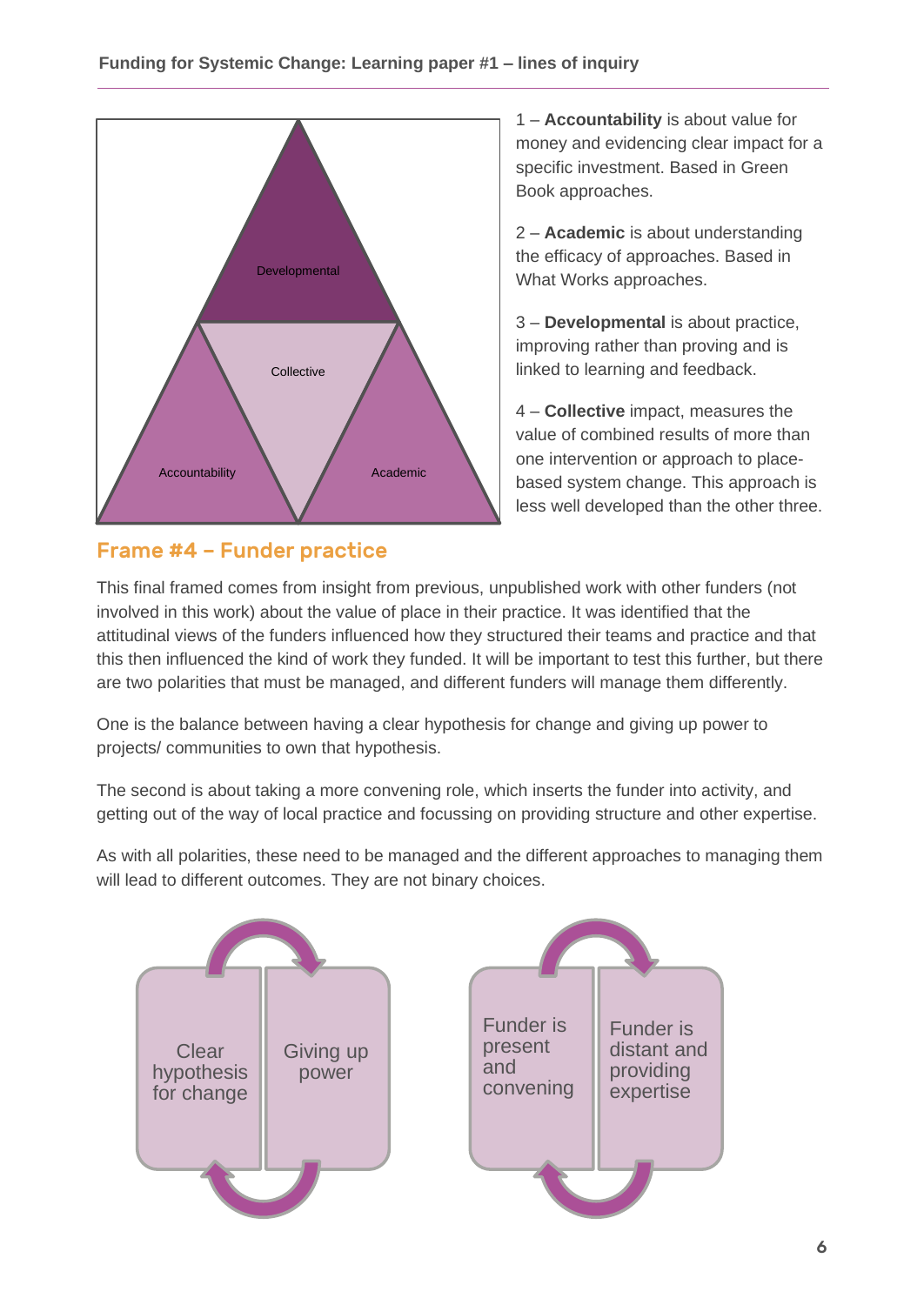Developmental

Collective

Accountability

Academic

1 – **Accountability** is about value for money and evidencing clear impact for a specific investment. Based in Green Book approaches.

2 – **Academic** is about understanding the efficacy of approaches. Based in What Works approaches.

3 – **Developmental** is about practice, improving rather than proving and is linked to learning and feedback.

4 – **Collective** impact, measures the value of combined results of more than one intervention or approach to place-based system change. This approach is less well developed than the other three.

## Frame #4 – Funder practice

This final framed comes from insight from previous, unpublished work with other funders (not involved in this work) about the value of place in their practice. It was identified that the attitudinal views of the funders influenced how they structured their teams and practice and that this then influenced the kind of work they funded. It will be important to test this further, but there are two polarities that must be managed, and different funders will manage them differently.

One is the balance between having a clear hypothesis for change and giving up power to projects/ communities to own that hypothesis.

The second is about taking a more convening role, which inserts the funder into activity, and getting out of the way of local practice and focussing on providing structure and other expertise.

As with all polarities, these need to be managed and the different approaches to managing them will lead to different outcomes. They are not binary choices.

Clear hypothesis for change | Giving up power

Funder is present and convening | Funder is distant and providing expertise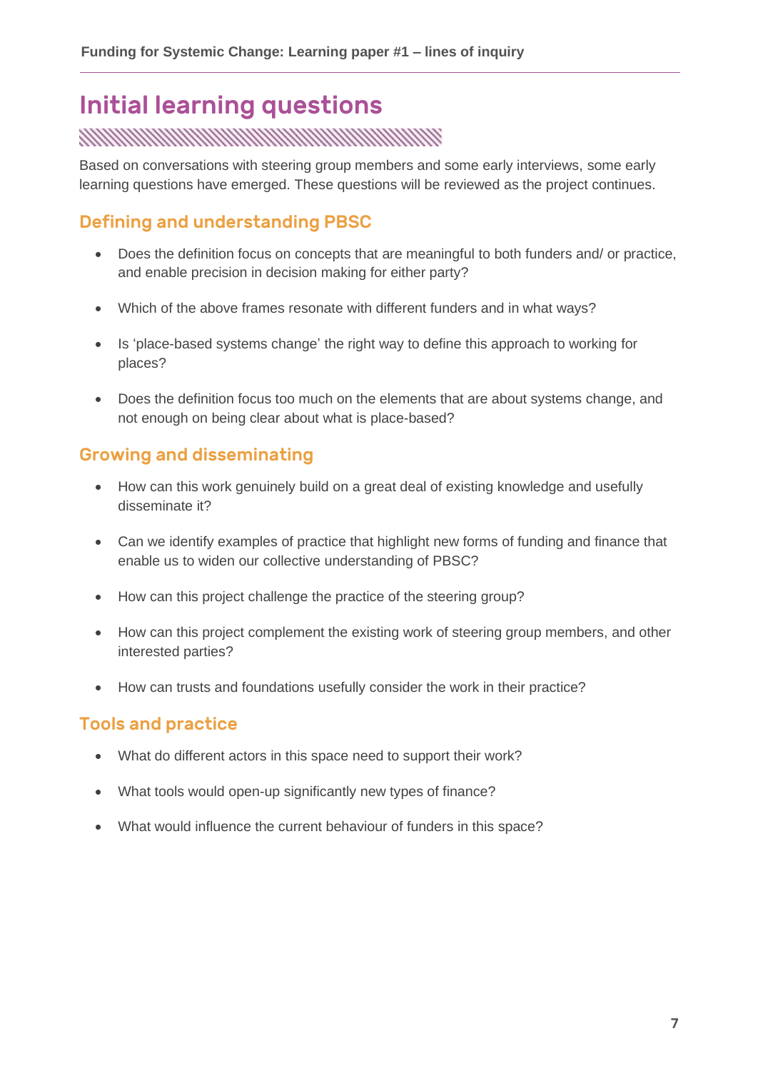# Initial learning questions

Based on conversations with steering group members and some early interviews, some early learning questions have emerged. These questions will be reviewed as the project continues.

## Defining and understanding PBSC

- Does the definition focus on concepts that are meaningful to both funders and/ or practice, and enable precision in decision making for either party?
- Which of the above frames resonate with different funders and in what ways?
- Is 'place-based systems change' the right way to define this approach to working for places?
- Does the definition focus too much on the elements that are about systems change, and not enough on being clear about what is place-based?

## Growing and disseminating

- How can this work genuinely build on a great deal of existing knowledge and usefully disseminate it?
- Can we identify examples of practice that highlight new forms of funding and finance that enable us to widen our collective understanding of PBSC?
- How can this project challenge the practice of the steering group?
- How can this project complement the existing work of steering group members, and other interested parties?
- How can trusts and foundations usefully consider the work in their practice?

## Tools and practice

- What do different actors in this space need to support their work?
- What tools would open-up significantly new types of finance?
- What would influence the current behaviour of funders in this space?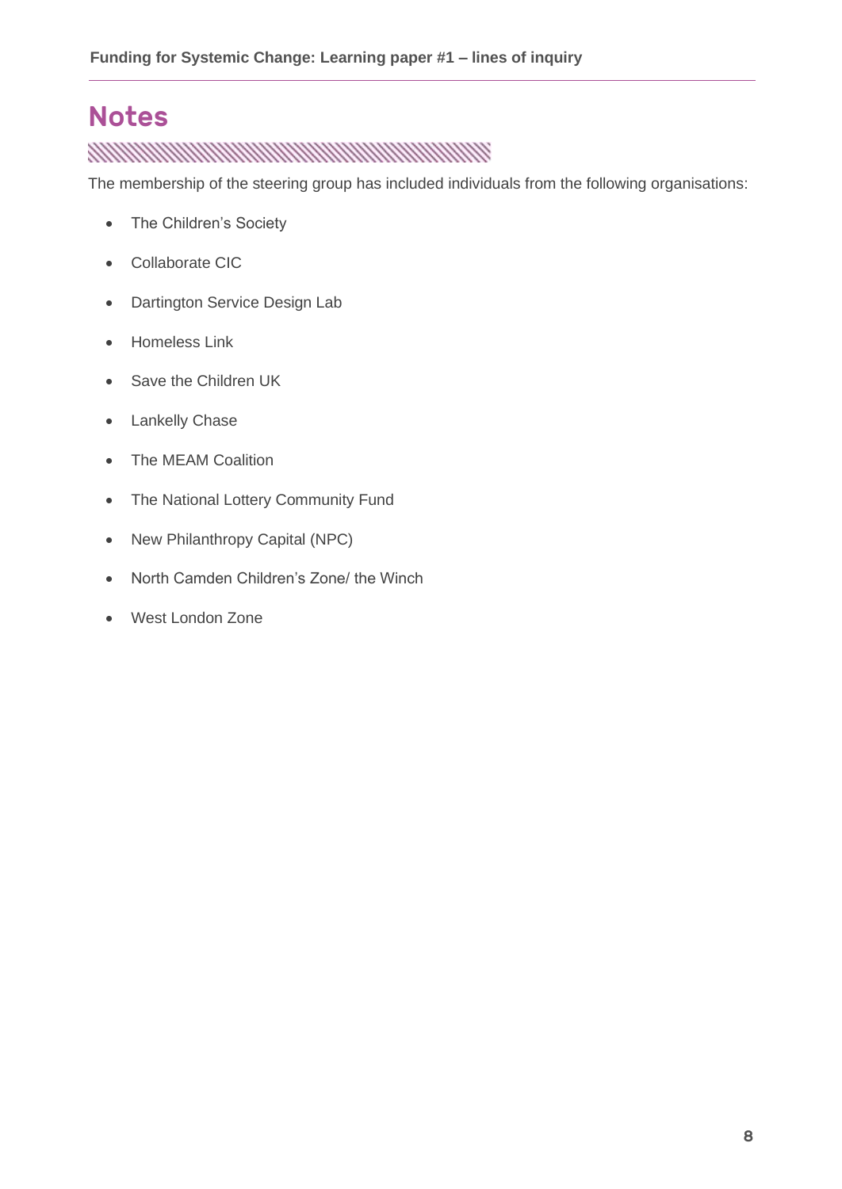# Notes

The membership of the steering group has included individuals from the following organisations:

- The Children's Society
- Collaborate CIC
- Dartington Service Design Lab
- Homeless Link
- Save the Children UK
- Lankelly Chase
- The MEAM Coalition
- The National Lottery Community Fund
- New Philanthropy Capital (NPC)
- North Camden Children's Zone/ the Winch
- West London Zone